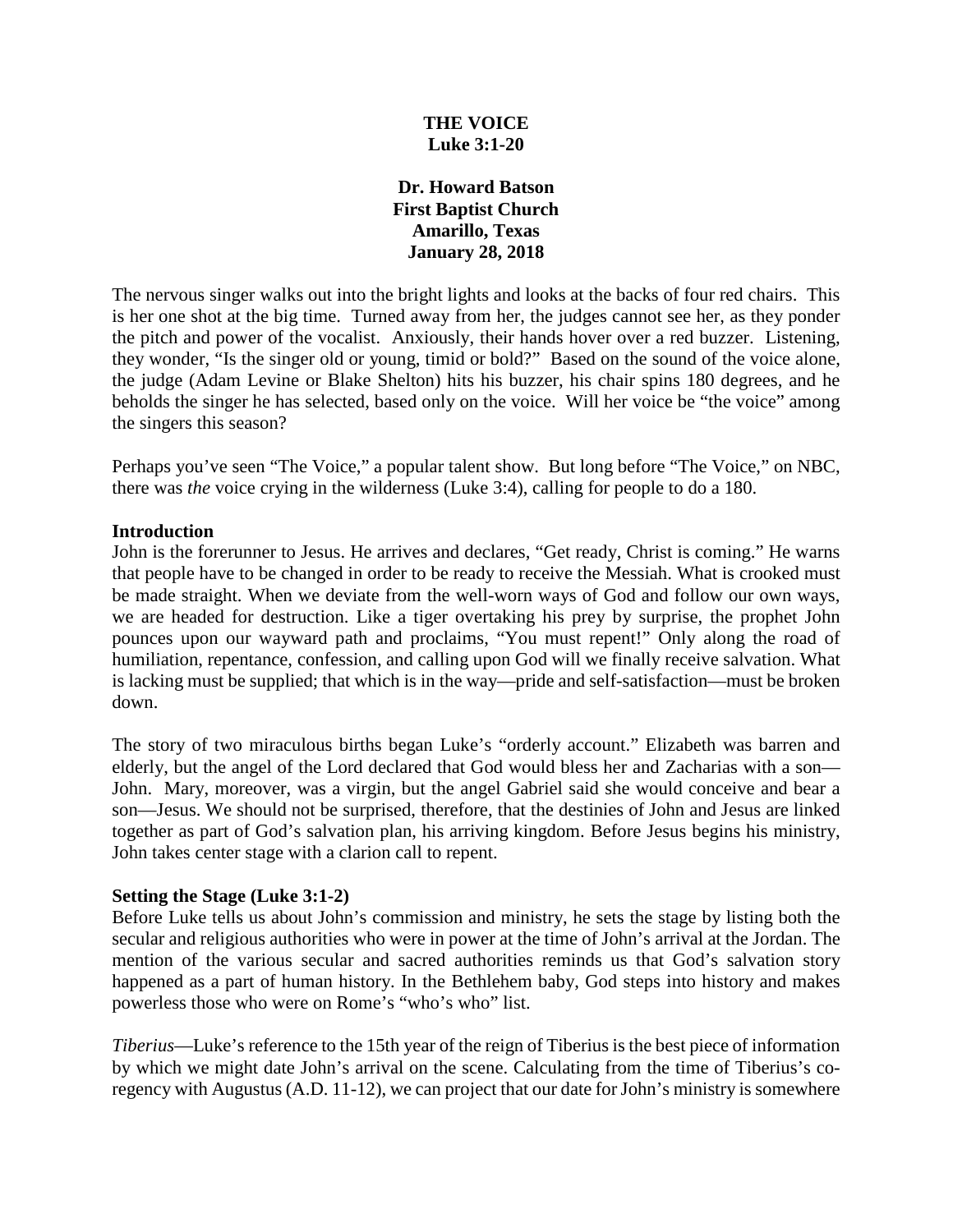**THE VOICE**
**Luke 3:1-20**

**Dr. Howard Batson**
**First Baptist Church**
**Amarillo, Texas**
**January 28, 2018**

The nervous singer walks out into the bright lights and looks at the backs of four red chairs. This is her one shot at the big time. Turned away from her, the judges cannot see her, as they ponder the pitch and power of the vocalist. Anxiously, their hands hover over a red buzzer. Listening, they wonder, "Is the singer old or young, timid or bold?" Based on the sound of the voice alone, the judge (Adam Levine or Blake Shelton) hits his buzzer, his chair spins 180 degrees, and he beholds the singer he has selected, based only on the voice. Will her voice be "the voice" among the singers this season?

Perhaps you've seen "The Voice," a popular talent show. But long before "The Voice," on NBC, there was *the* voice crying in the wilderness (Luke 3:4), calling for people to do a 180.

**Introduction**

John is the forerunner to Jesus. He arrives and declares, "Get ready, Christ is coming." He warns that people have to be changed in order to be ready to receive the Messiah. What is crooked must be made straight. When we deviate from the well-worn ways of God and follow our own ways, we are headed for destruction. Like a tiger overtaking his prey by surprise, the prophet John pounces upon our wayward path and proclaims, "You must repent!" Only along the road of humiliation, repentance, confession, and calling upon God will we finally receive salvation. What is lacking must be supplied; that which is in the way—pride and self-satisfaction—must be broken down.

The story of two miraculous births began Luke's "orderly account." Elizabeth was barren and elderly, but the angel of the Lord declared that God would bless her and Zacharias with a son—John. Mary, moreover, was a virgin, but the angel Gabriel said she would conceive and bear a son—Jesus. We should not be surprised, therefore, that the destinies of John and Jesus are linked together as part of God's salvation plan, his arriving kingdom. Before Jesus begins his ministry, John takes center stage with a clarion call to repent.

**Setting the Stage (Luke 3:1-2)**

Before Luke tells us about John's commission and ministry, he sets the stage by listing both the secular and religious authorities who were in power at the time of John's arrival at the Jordan. The mention of the various secular and sacred authorities reminds us that God's salvation story happened as a part of human history. In the Bethlehem baby, God steps into history and makes powerless those who were on Rome's "who's who" list.

*Tiberius*—Luke's reference to the 15th year of the reign of Tiberius is the best piece of information by which we might date John's arrival on the scene. Calculating from the time of Tiberius's co-regency with Augustus (A.D. 11-12), we can project that our date for John's ministry is somewhere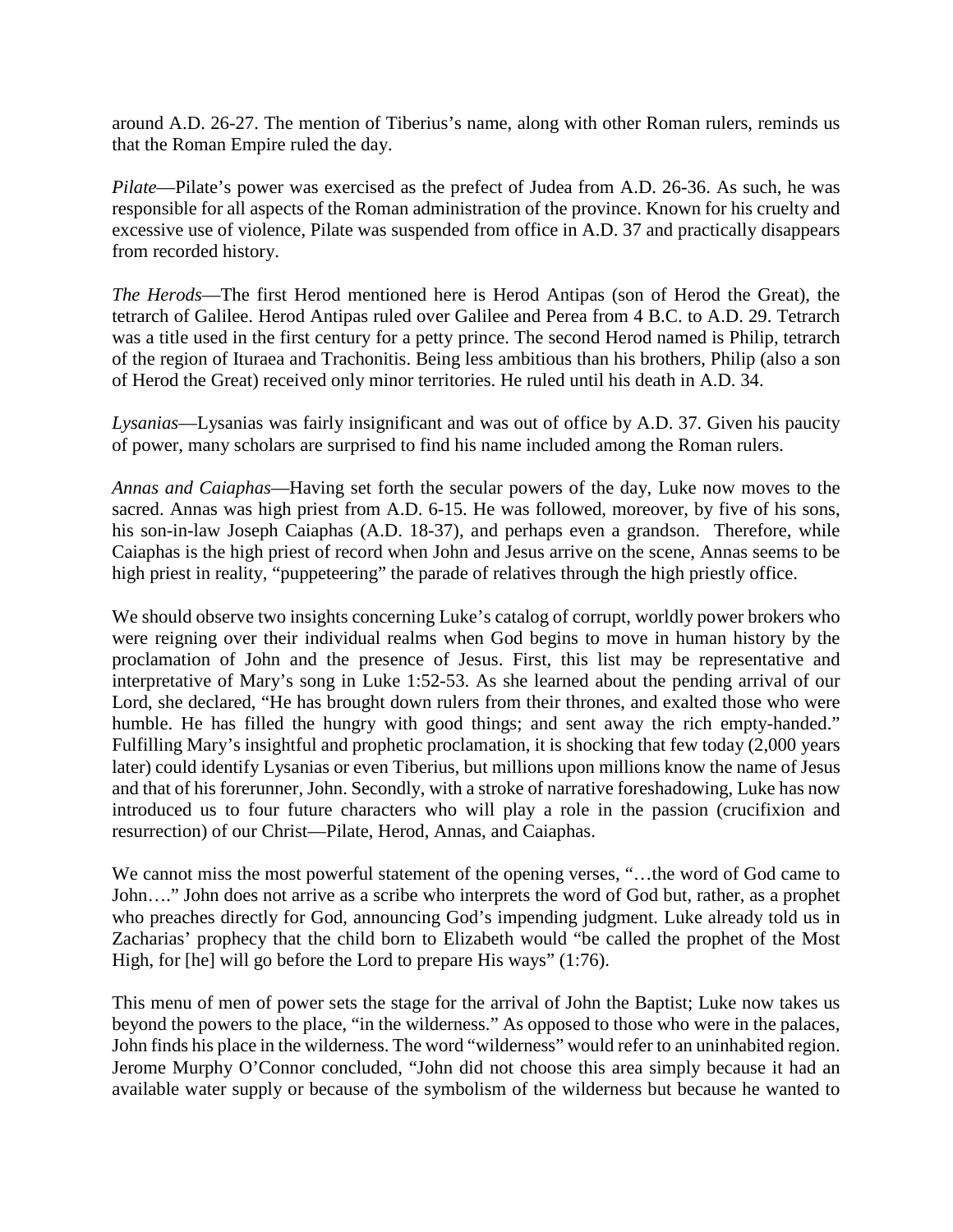around A.D. 26-27. The mention of Tiberius's name, along with other Roman rulers, reminds us that the Roman Empire ruled the day.

*Pilate*—Pilate's power was exercised as the prefect of Judea from A.D. 26-36. As such, he was responsible for all aspects of the Roman administration of the province. Known for his cruelty and excessive use of violence, Pilate was suspended from office in A.D. 37 and practically disappears from recorded history.

*The Herods*—The first Herod mentioned here is Herod Antipas (son of Herod the Great), the tetrarch of Galilee. Herod Antipas ruled over Galilee and Perea from 4 B.C. to A.D. 29. Tetrarch was a title used in the first century for a petty prince. The second Herod named is Philip, tetrarch of the region of Ituraea and Trachonitis. Being less ambitious than his brothers, Philip (also a son of Herod the Great) received only minor territories. He ruled until his death in A.D. 34.

*Lysanias*—Lysanias was fairly insignificant and was out of office by A.D. 37. Given his paucity of power, many scholars are surprised to find his name included among the Roman rulers.

*Annas and Caiaphas*—Having set forth the secular powers of the day, Luke now moves to the sacred. Annas was high priest from A.D. 6-15. He was followed, moreover, by five of his sons, his son-in-law Joseph Caiaphas (A.D. 18-37), and perhaps even a grandson. Therefore, while Caiaphas is the high priest of record when John and Jesus arrive on the scene, Annas seems to be high priest in reality, "puppeteering" the parade of relatives through the high priestly office.

We should observe two insights concerning Luke's catalog of corrupt, worldly power brokers who were reigning over their individual realms when God begins to move in human history by the proclamation of John and the presence of Jesus. First, this list may be representative and interpretative of Mary's song in Luke 1:52-53. As she learned about the pending arrival of our Lord, she declared, "He has brought down rulers from their thrones, and exalted those who were humble. He has filled the hungry with good things; and sent away the rich empty-handed." Fulfilling Mary's insightful and prophetic proclamation, it is shocking that few today (2,000 years later) could identify Lysanias or even Tiberius, but millions upon millions know the name of Jesus and that of his forerunner, John. Secondly, with a stroke of narrative foreshadowing, Luke has now introduced us to four future characters who will play a role in the passion (crucifixion and resurrection) of our Christ—Pilate, Herod, Annas, and Caiaphas.

We cannot miss the most powerful statement of the opening verses, "…the word of God came to John…." John does not arrive as a scribe who interprets the word of God but, rather, as a prophet who preaches directly for God, announcing God's impending judgment. Luke already told us in Zacharias' prophecy that the child born to Elizabeth would "be called the prophet of the Most High, for [he] will go before the Lord to prepare His ways" (1:76).

This menu of men of power sets the stage for the arrival of John the Baptist; Luke now takes us beyond the powers to the place, "in the wilderness." As opposed to those who were in the palaces, John finds his place in the wilderness. The word "wilderness" would refer to an uninhabited region. Jerome Murphy O'Connor concluded, "John did not choose this area simply because it had an available water supply or because of the symbolism of the wilderness but because he wanted to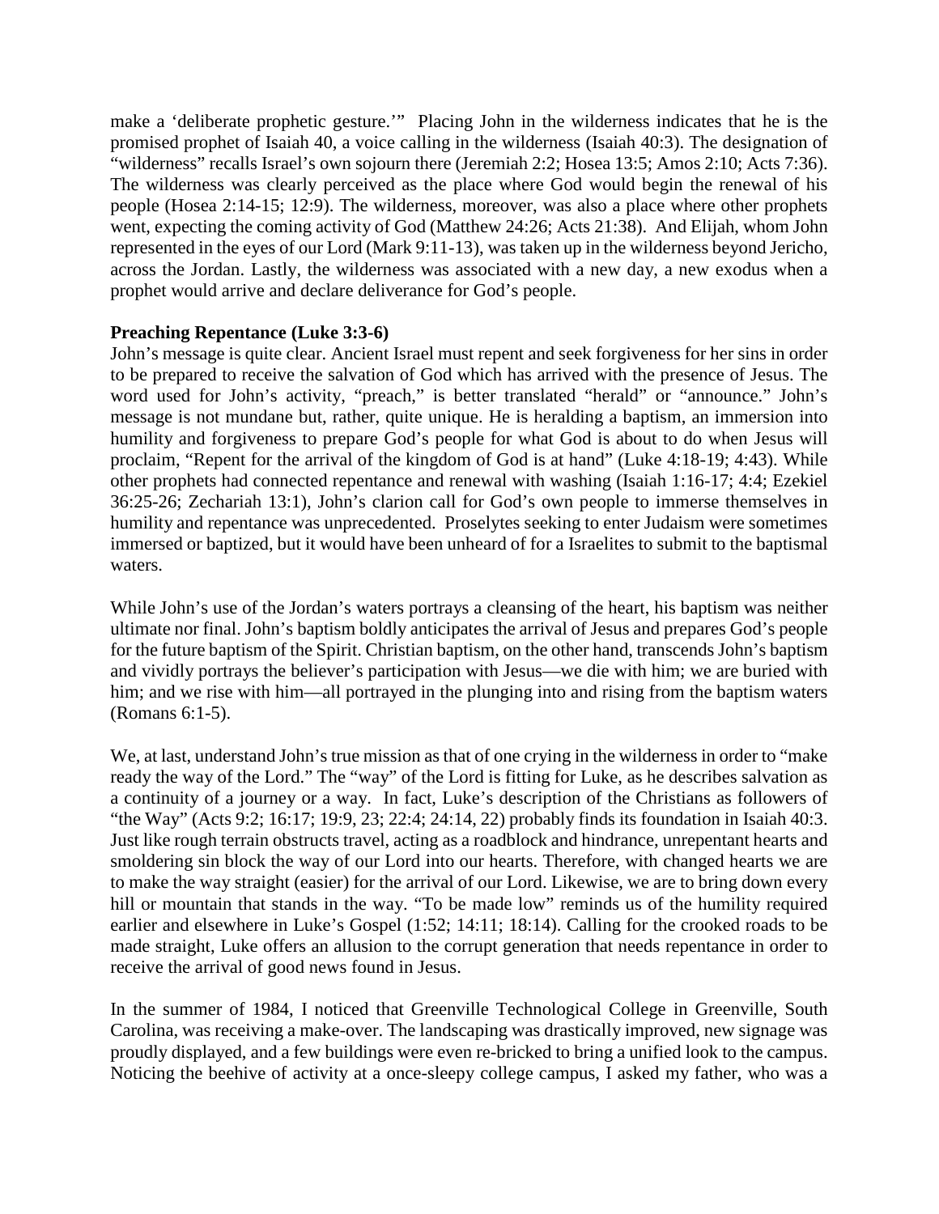make a 'deliberate prophetic gesture.'" Placing John in the wilderness indicates that he is the promised prophet of Isaiah 40, a voice calling in the wilderness (Isaiah 40:3). The designation of "wilderness" recalls Israel's own sojourn there (Jeremiah 2:2; Hosea 13:5; Amos 2:10; Acts 7:36). The wilderness was clearly perceived as the place where God would begin the renewal of his people (Hosea 2:14-15; 12:9). The wilderness, moreover, was also a place where other prophets went, expecting the coming activity of God (Matthew 24:26; Acts 21:38). And Elijah, whom John represented in the eyes of our Lord (Mark 9:11-13), was taken up in the wilderness beyond Jericho, across the Jordan. Lastly, the wilderness was associated with a new day, a new exodus when a prophet would arrive and declare deliverance for God's people.

**Preaching Repentance (Luke 3:3-6)**

John's message is quite clear. Ancient Israel must repent and seek forgiveness for her sins in order to be prepared to receive the salvation of God which has arrived with the presence of Jesus. The word used for John's activity, "preach," is better translated "herald" or "announce." John's message is not mundane but, rather, quite unique. He is heralding a baptism, an immersion into humility and forgiveness to prepare God's people for what God is about to do when Jesus will proclaim, "Repent for the arrival of the kingdom of God is at hand" (Luke 4:18-19; 4:43). While other prophets had connected repentance and renewal with washing (Isaiah 1:16-17; 4:4; Ezekiel 36:25-26; Zechariah 13:1), John's clarion call for God's own people to immerse themselves in humility and repentance was unprecedented. Proselytes seeking to enter Judaism were sometimes immersed or baptized, but it would have been unheard of for a Israelites to submit to the baptismal waters.

While John's use of the Jordan's waters portrays a cleansing of the heart, his baptism was neither ultimate nor final. John's baptism boldly anticipates the arrival of Jesus and prepares God's people for the future baptism of the Spirit. Christian baptism, on the other hand, transcends John's baptism and vividly portrays the believer's participation with Jesus—we die with him; we are buried with him; and we rise with him—all portrayed in the plunging into and rising from the baptism waters (Romans 6:1-5).

We, at last, understand John's true mission as that of one crying in the wilderness in order to "make ready the way of the Lord." The "way" of the Lord is fitting for Luke, as he describes salvation as a continuity of a journey or a way. In fact, Luke's description of the Christians as followers of "the Way" (Acts 9:2; 16:17; 19:9, 23; 22:4; 24:14, 22) probably finds its foundation in Isaiah 40:3. Just like rough terrain obstructs travel, acting as a roadblock and hindrance, unrepentant hearts and smoldering sin block the way of our Lord into our hearts. Therefore, with changed hearts we are to make the way straight (easier) for the arrival of our Lord. Likewise, we are to bring down every hill or mountain that stands in the way. "To be made low" reminds us of the humility required earlier and elsewhere in Luke's Gospel (1:52; 14:11; 18:14). Calling for the crooked roads to be made straight, Luke offers an allusion to the corrupt generation that needs repentance in order to receive the arrival of good news found in Jesus.

In the summer of 1984, I noticed that Greenville Technological College in Greenville, South Carolina, was receiving a make-over. The landscaping was drastically improved, new signage was proudly displayed, and a few buildings were even re-bricked to bring a unified look to the campus. Noticing the beehive of activity at a once-sleepy college campus, I asked my father, who was a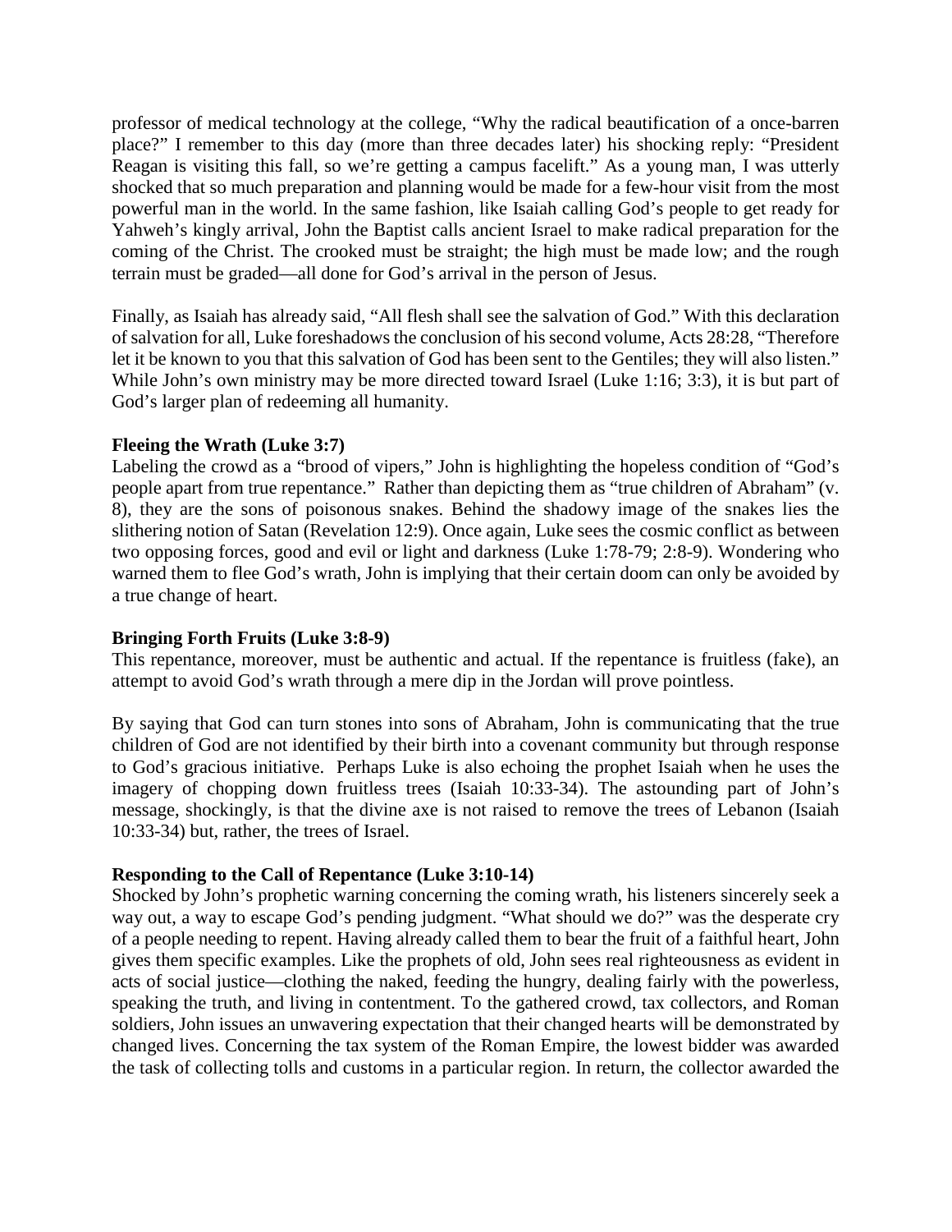professor of medical technology at the college, "Why the radical beautification of a once-barren place?" I remember to this day (more than three decades later) his shocking reply: "President Reagan is visiting this fall, so we're getting a campus facelift." As a young man, I was utterly shocked that so much preparation and planning would be made for a few-hour visit from the most powerful man in the world. In the same fashion, like Isaiah calling God's people to get ready for Yahweh's kingly arrival, John the Baptist calls ancient Israel to make radical preparation for the coming of the Christ. The crooked must be straight; the high must be made low; and the rough terrain must be graded—all done for God's arrival in the person of Jesus.

Finally, as Isaiah has already said, "All flesh shall see the salvation of God." With this declaration of salvation for all, Luke foreshadows the conclusion of his second volume, Acts 28:28, "Therefore let it be known to you that this salvation of God has been sent to the Gentiles; they will also listen." While John's own ministry may be more directed toward Israel (Luke 1:16; 3:3), it is but part of God's larger plan of redeeming all humanity.

**Fleeing the Wrath (Luke 3:7)**

Labeling the crowd as a "brood of vipers," John is highlighting the hopeless condition of "God's people apart from true repentance." Rather than depicting them as "true children of Abraham" (v. 8), they are the sons of poisonous snakes. Behind the shadowy image of the snakes lies the slithering notion of Satan (Revelation 12:9). Once again, Luke sees the cosmic conflict as between two opposing forces, good and evil or light and darkness (Luke 1:78-79; 2:8-9). Wondering who warned them to flee God's wrath, John is implying that their certain doom can only be avoided by a true change of heart.

**Bringing Forth Fruits (Luke 3:8-9)**

This repentance, moreover, must be authentic and actual. If the repentance is fruitless (fake), an attempt to avoid God's wrath through a mere dip in the Jordan will prove pointless.

By saying that God can turn stones into sons of Abraham, John is communicating that the true children of God are not identified by their birth into a covenant community but through response to God's gracious initiative. Perhaps Luke is also echoing the prophet Isaiah when he uses the imagery of chopping down fruitless trees (Isaiah 10:33-34). The astounding part of John's message, shockingly, is that the divine axe is not raised to remove the trees of Lebanon (Isaiah 10:33-34) but, rather, the trees of Israel.

**Responding to the Call of Repentance (Luke 3:10-14)**

Shocked by John's prophetic warning concerning the coming wrath, his listeners sincerely seek a way out, a way to escape God's pending judgment. "What should we do?" was the desperate cry of a people needing to repent. Having already called them to bear the fruit of a faithful heart, John gives them specific examples. Like the prophets of old, John sees real righteousness as evident in acts of social justice—clothing the naked, feeding the hungry, dealing fairly with the powerless, speaking the truth, and living in contentment. To the gathered crowd, tax collectors, and Roman soldiers, John issues an unwavering expectation that their changed hearts will be demonstrated by changed lives. Concerning the tax system of the Roman Empire, the lowest bidder was awarded the task of collecting tolls and customs in a particular region. In return, the collector awarded the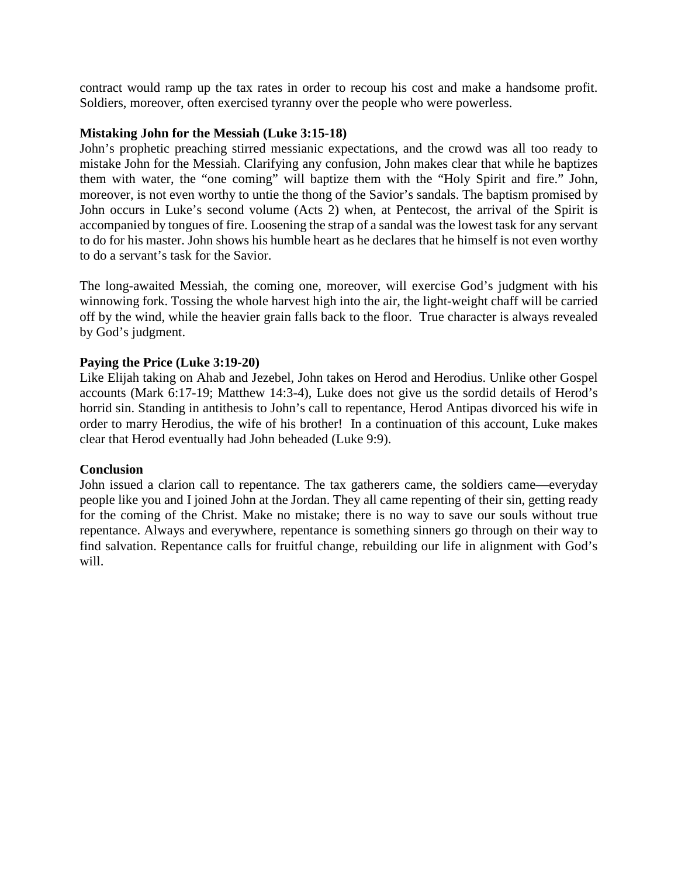contract would ramp up the tax rates in order to recoup his cost and make a handsome profit. Soldiers, moreover, often exercised tyranny over the people who were powerless.

**Mistaking John for the Messiah (Luke 3:15-18)**

John's prophetic preaching stirred messianic expectations, and the crowd was all too ready to mistake John for the Messiah. Clarifying any confusion, John makes clear that while he baptizes them with water, the "one coming" will baptize them with the "Holy Spirit and fire." John, moreover, is not even worthy to untie the thong of the Savior's sandals. The baptism promised by John occurs in Luke's second volume (Acts 2) when, at Pentecost, the arrival of the Spirit is accompanied by tongues of fire. Loosening the strap of a sandal was the lowest task for any servant to do for his master. John shows his humble heart as he declares that he himself is not even worthy to do a servant's task for the Savior.

The long-awaited Messiah, the coming one, moreover, will exercise God's judgment with his winnowing fork. Tossing the whole harvest high into the air, the light-weight chaff will be carried off by the wind, while the heavier grain falls back to the floor. True character is always revealed by God's judgment.

**Paying the Price (Luke 3:19-20)**

Like Elijah taking on Ahab and Jezebel, John takes on Herod and Herodius. Unlike other Gospel accounts (Mark 6:17-19; Matthew 14:3-4), Luke does not give us the sordid details of Herod's horrid sin. Standing in antithesis to John's call to repentance, Herod Antipas divorced his wife in order to marry Herodius, the wife of his brother! In a continuation of this account, Luke makes clear that Herod eventually had John beheaded (Luke 9:9).

**Conclusion**

John issued a clarion call to repentance. The tax gatherers came, the soldiers came—everyday people like you and I joined John at the Jordan. They all came repenting of their sin, getting ready for the coming of the Christ. Make no mistake; there is no way to save our souls without true repentance. Always and everywhere, repentance is something sinners go through on their way to find salvation. Repentance calls for fruitful change, rebuilding our life in alignment with God's will.